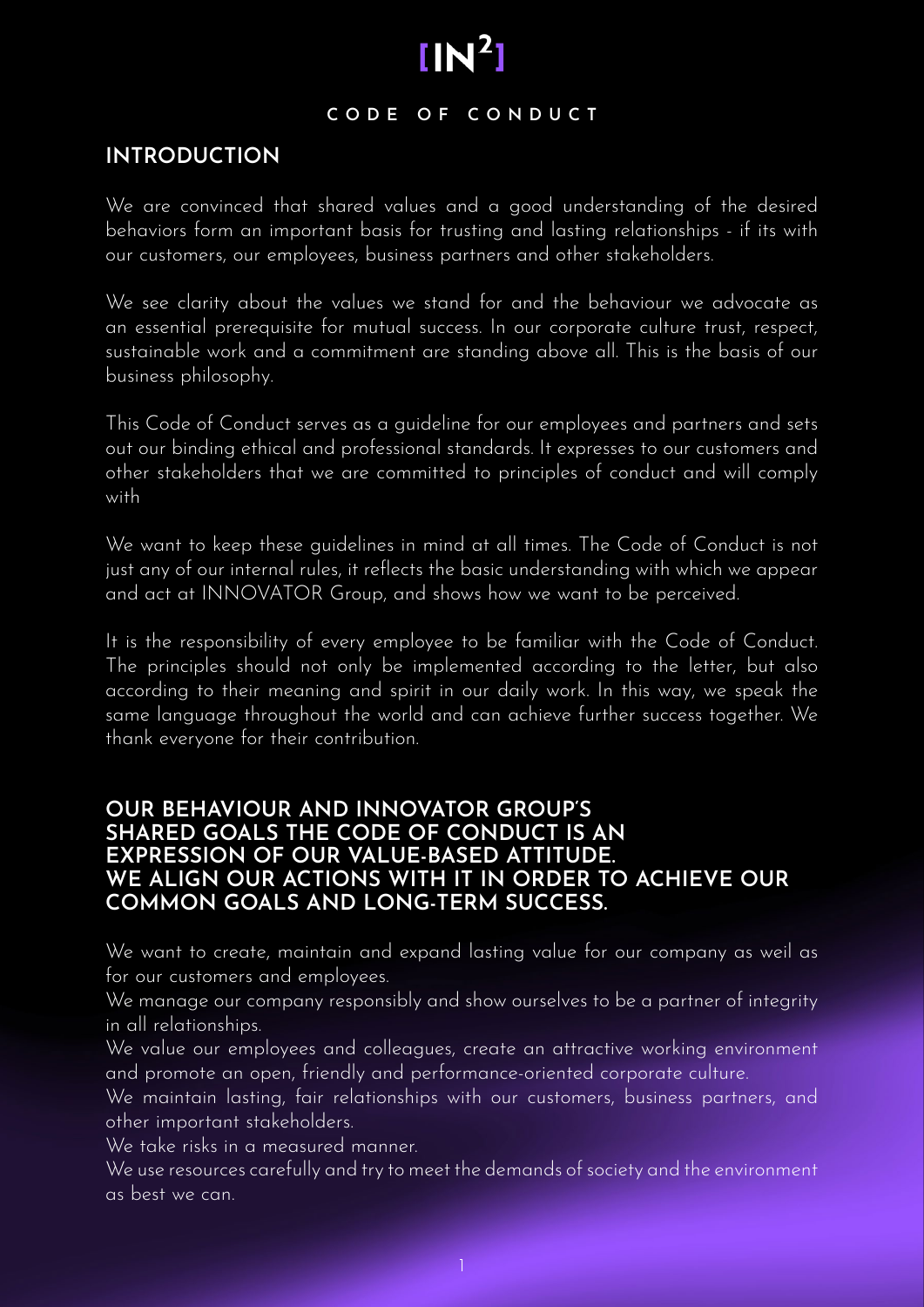# [IN²]

## CODE OF CONDUCT

## INTRODUCTION

We are convinced that shared values and a good understanding of the desired behaviors form an important basis for trusting and lasting relationships - if its with our customers, our employees, business partners and other stakeholders.

We see clarity about the values we stand for and the behaviour we advocate as an essential prerequisite for mutual success. In our corporate culture trust, respect, sustainable work and a commitment are standing above all. This is the basis of our business philosophy.

This Code of Conduct serves as a guideline for our employees and partners and sets out our binding ethical and professional standards. It expresses to our customers and other stakeholders that we are committed to principles of conduct and will comply with

We want to keep these guidelines in mind at all times. The Code of Conduct is not just any of our internal rules, it reflects the basic understanding with which we appear and act at INNOVATOR Group, and shows how we want to be perceived.

It is the responsibility of every employee to be familiar with the Code of Conduct. The principles should not only be implemented according to the letter, but also according to their meaning and spirit in our daily work. In this way, we speak the same language throughout the world and can achieve further success together. We thank everyone for their contribution.

## OUR BEHAVIOUR AND INNOVATOR GROUP'S SHARED GOALS THE CODE OF CONDUCT IS AN EXPRESSION OF OUR VALUE-BASED ATTITUDE. WE ALIGN OUR ACTIONS WITH IT IN ORDER TO ACHIEVE OUR COMMON GOALS AND LONG-TERM SUCCESS.

We want to create, maintain and expand lasting value for our company as weil as for our customers and employees.

We manage our company responsibly and show ourselves to be a partner of integrity in all relationships.

We value our employees and colleagues, create an attractive working environment and promote an open, friendly and performance-oriented corporate culture.

We maintain lasting, fair relationships with our customers, business partners, and other important stakeholders.

We take risks in a measured manner.

We use resources carefully and try to meet the demands of society and the environment as best we can.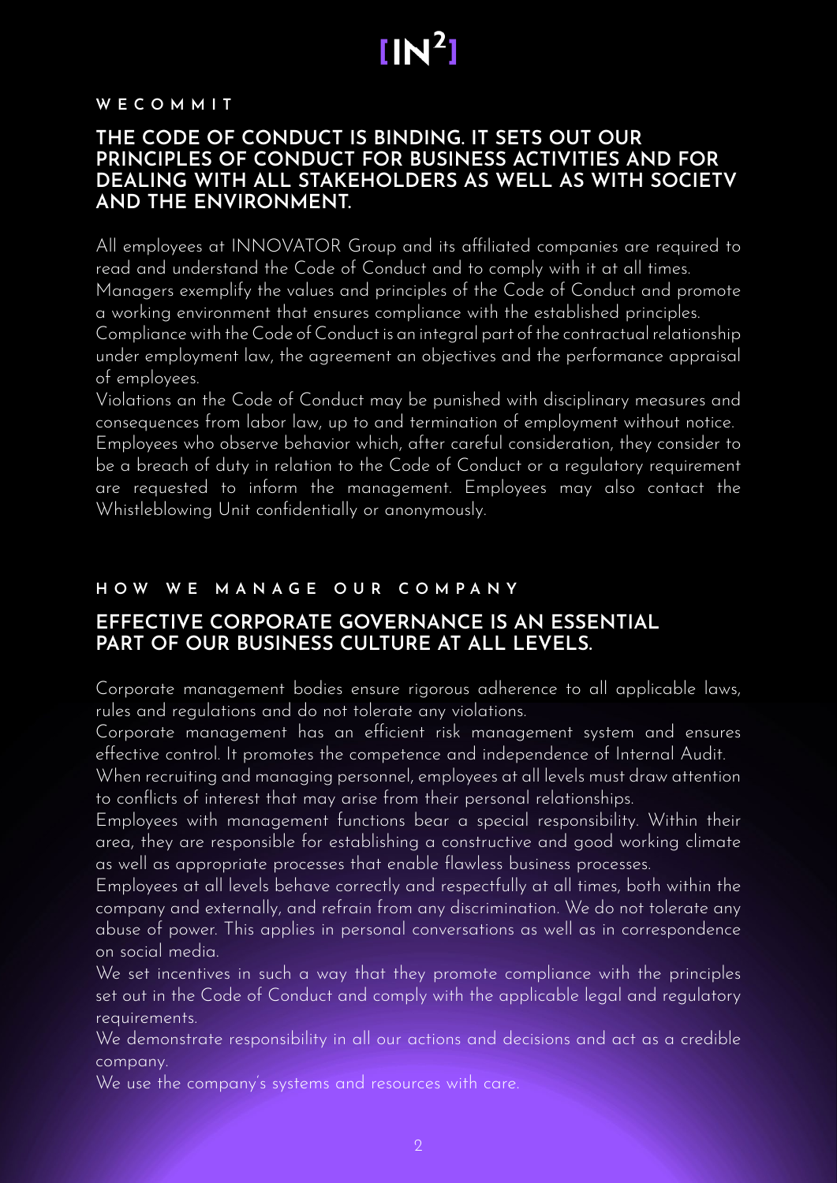## WECOMMIT

### THE CODE OF CONDUCT IS BINDING. IT SETS OUT OUR PRINCIPLES OF CONDUCT FOR BUSINESS ACTIVITIES AND FOR DEALING WITH ALL STAKEHOLDERS AS WELL AS WITH SOCIETV AND THE ENVIRONMENT.

All employees at INNOVATOR Group and its affiliated companies are required to read and understand the Code of Conduct and to comply with it at all times.
Managers exemplify the values and principles of the Code of Conduct and promote a working environment that ensures compliance with the established principles.
Compliance with the Code of Conduct is an integral part of the contractual relationship under employment law, the agreement an objectives and the performance appraisal of employees.
Violations an the Code of Conduct may be punished with disciplinary measures and consequences from labor law, up to and termination of employment without notice.
Employees who observe behavior which, after careful consideration, they consider to be a breach of duty in relation to the Code of Conduct or a regulatory requirement are requested to inform the management. Employees may also contact the Whistleblowing Unit confidentially or anonymously.

## HOW WE MANAGE OUR COMPANY

### EFFECTIVE CORPORATE GOVERNANCE IS AN ESSENTIAL PART OF OUR BUSINESS CULTURE AT ALL LEVELS.

Corporate management bodies ensure rigorous adherence to all applicable laws, rules and regulations and do not tolerate any violations.
Corporate management has an efficient risk management system and ensures effective control. It promotes the competence and independence of Internal Audit.
When recruiting and managing personnel, employees at all levels must draw attention to conflicts of interest that may arise from their personal relationships.
Employees with management functions bear a special responsibility. Within their area, they are responsible for establishing a constructive and good working climate as well as appropriate processes that enable flawless business processes.
Employees at all levels behave correctly and respectfully at all times, both within the company and externally, and refrain from any discrimination. We do not tolerate any abuse of power. This applies in personal conversations as well as in correspondence on social media.
We set incentives in such a way that they promote compliance with the principles set out in the Code of Conduct and comply with the applicable legal and regulatory requirements.
We demonstrate responsibility in all our actions and decisions and act as a credible company.
We use the company's systems and resources with care.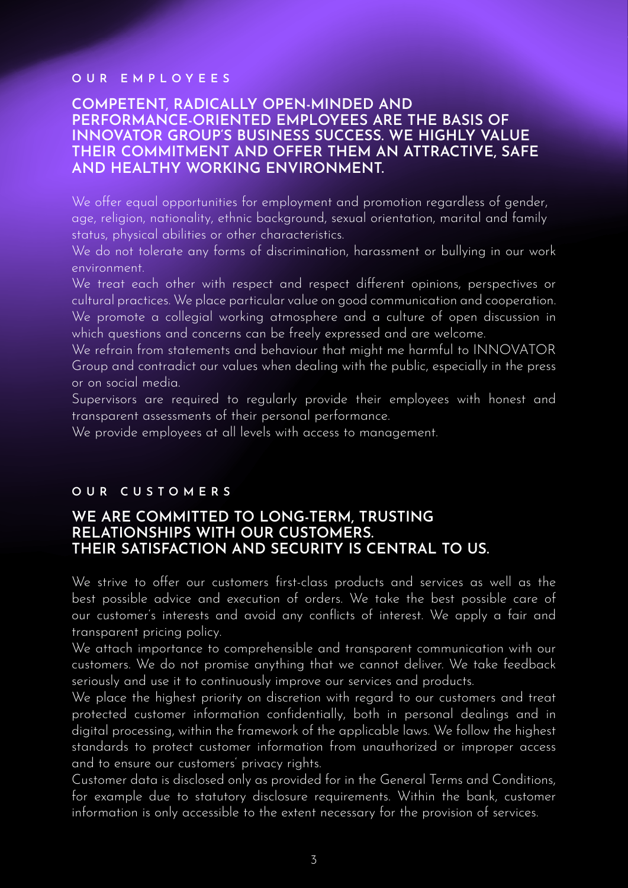## OUR EMPLOYEES

### COMPETENT, RADICALLY OPEN-MINDED AND PERFORMANCE-ORIENTED EMPLOYEES ARE THE BASIS OF INNOVATOR GROUP'S BUSINESS SUCCESS. WE HIGHLY VALUE THEIR COMMITMENT AND OFFER THEM AN ATTRACTIVE, SAFE AND HEALTHY WORKING ENVIRONMENT.

We offer equal opportunities for employment and promotion regardless of gender, age, religion, nationality, ethnic background, sexual orientation, marital and family status, physical abilities or other characteristics.

We do not tolerate any forms of discrimination, harassment or bullying in our work environment.

We treat each other with respect and respect different opinions, perspectives or cultural practices. We place particular value on good communication and cooperation.

We promote a collegial working atmosphere and a culture of open discussion in which questions and concerns can be freely expressed and are welcome.

We refrain from statements and behaviour that might me harmful to INNOVATOR Group and contradict our values when dealing with the public, especially in the press or on social media.

Supervisors are required to regularly provide their employees with honest and transparent assessments of their personal performance.

We provide employees at all levels with access to management.

## OUR CUSTOMERS

### WE ARE COMMITTED TO LONG-TERM, TRUSTING RELATIONSHIPS WITH OUR CUSTOMERS. THEIR SATISFACTION AND SECURITY IS CENTRAL TO US.

We strive to offer our customers first-class products and services as well as the best possible advice and execution of orders. We take the best possible care of our customer's interests and avoid any conflicts of interest. We apply a fair and transparent pricing policy.

We attach importance to comprehensible and transparent communication with our customers. We do not promise anything that we cannot deliver. We take feedback seriously and use it to continuously improve our services and products.

We place the highest priority on discretion with regard to our customers and treat protected customer information confidentially, both in personal dealings and in digital processing, within the framework of the applicable laws. We follow the highest standards to protect customer information from unauthorized or improper access and to ensure our customers' privacy rights.

Customer data is disclosed only as provided for in the General Terms and Conditions, for example due to statutory disclosure requirements. Within the bank, customer information is only accessible to the extent necessary for the provision of services.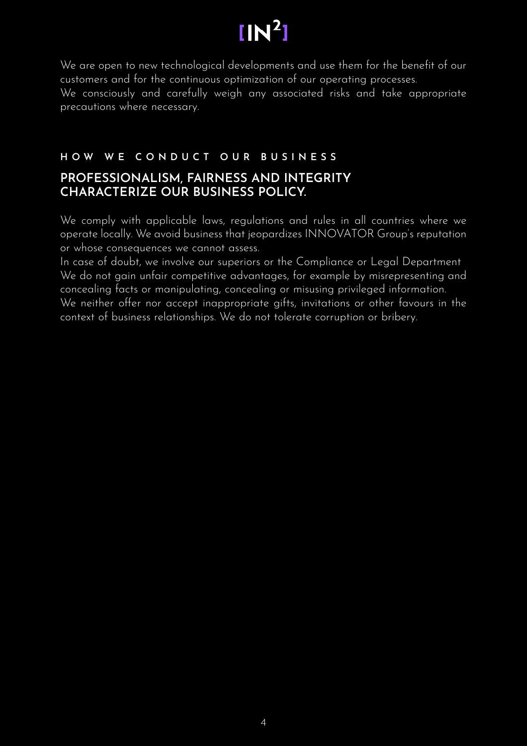We are open to new technological developments and use them for the benefit of our customers and for the continuous optimization of our operating processes.
We consciously and carefully weigh any associated risks and take appropriate precautions where necessary.

### HOW WE CONDUCT OUR BUSINESS

## PROFESSIONALISM, FAIRNESS AND INTEGRITY CHARACTERIZE OUR BUSINESS POLICY.

We comply with applicable laws, regulations and rules in all countries where we operate locally. We avoid business that jeopardizes INNOVATOR Group's reputation or whose consequences we cannot assess.
In case of doubt, we involve our superiors or the Compliance or Legal Department
We do not gain unfair competitive advantages, for example by misrepresenting and concealing facts or manipulating, concealing or misusing privileged information.
We neither offer nor accept inappropriate gifts, invitations or other favours in the context of business relationships. We do not tolerate corruption or bribery.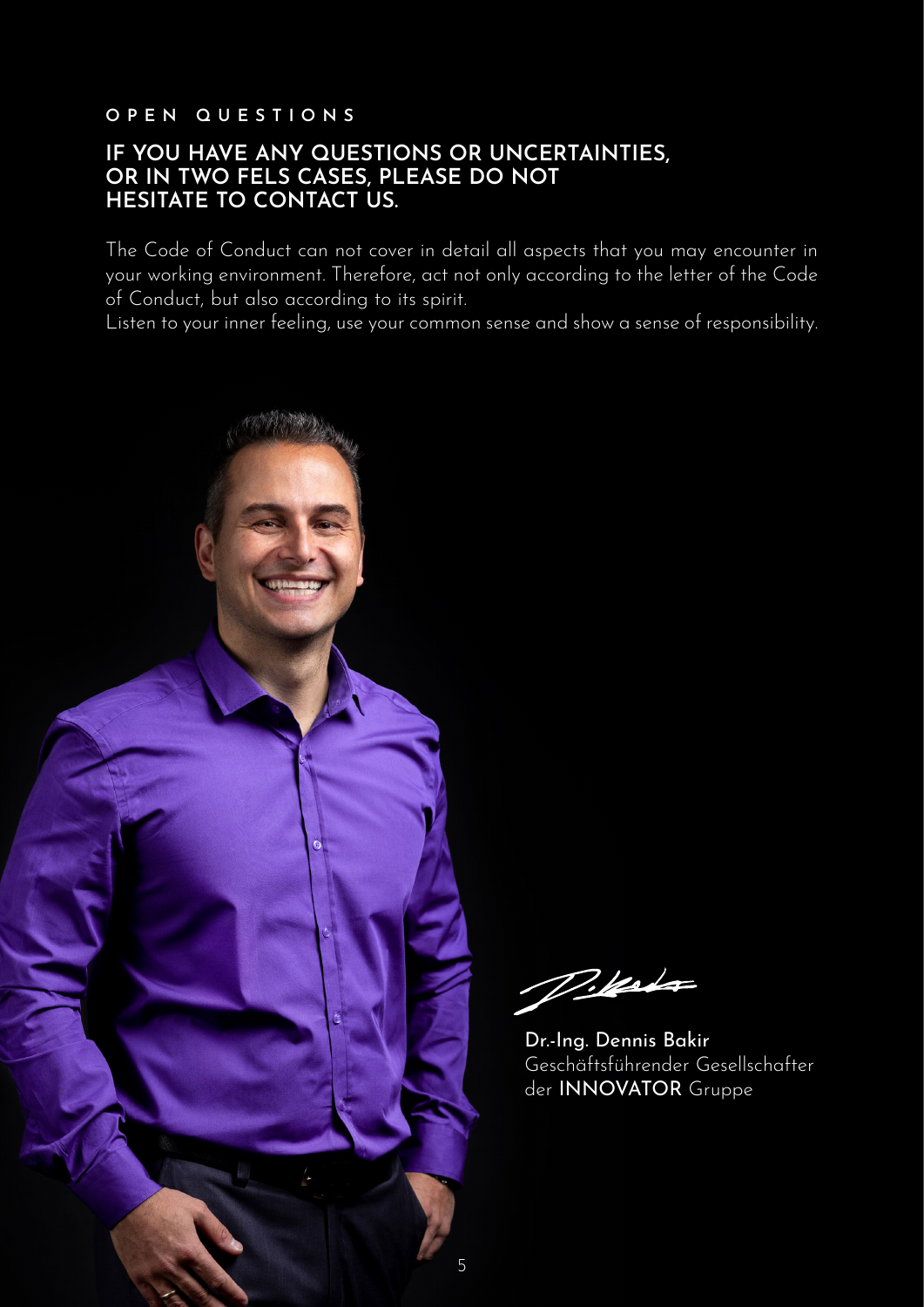OPEN QUESTIONS

## IF YOU HAVE ANY QUESTIONS OR UNCERTAINTIES, OR IN TWO FELS CASES, PLEASE DO NOT HESITATE TO CONTACT US.

The Code of Conduct can not cover in detail all aspects that you may encounter in your working environment. Therefore, act not only according to the letter of the Code of Conduct, but also according to its spirit.
Listen to your inner feeling, use your common sense and show a sense of responsibility.

**Dr.-Ing. Dennis Bakir**
Geschäftsführender Gesellschafter
der **INNOVATOR** Gruppe